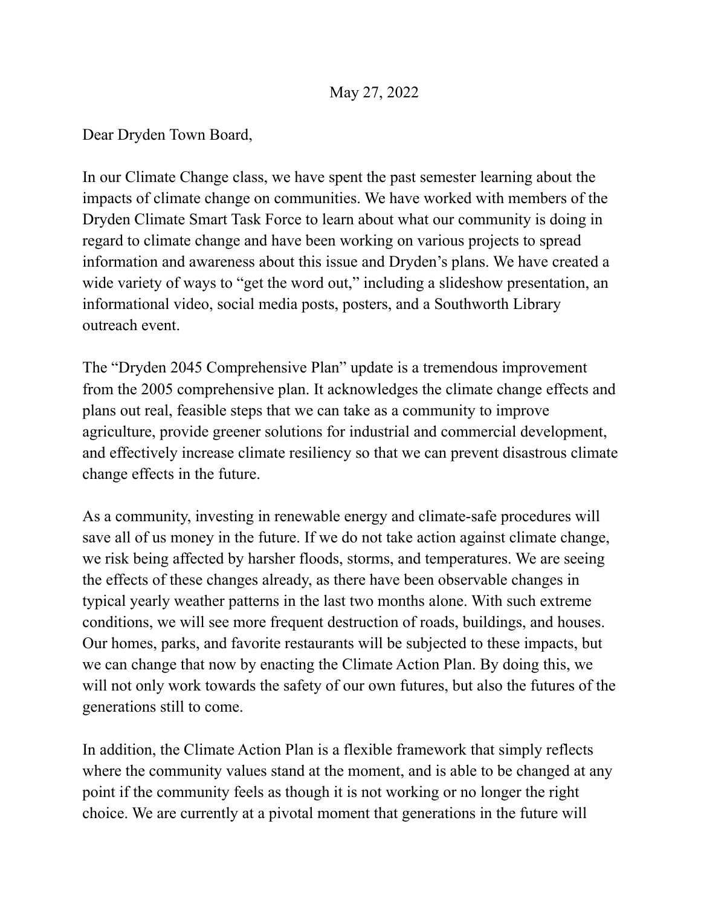May 27, 2022

Dear Dryden Town Board,

In our Climate Change class, we have spent the past semester learning about the impacts of climate change on communities. We have worked with members of the Dryden Climate Smart Task Force to learn about what our community is doing in regard to climate change and have been working on various projects to spread information and awareness about this issue and Dryden's plans. We have created a wide variety of ways to "get the word out," including a slideshow presentation, an informational video, social media posts, posters, and a Southworth Library outreach event.

The "Dryden 2045 Comprehensive Plan" update is a tremendous improvement from the 2005 comprehensive plan. It acknowledges the climate change effects and plans out real, feasible steps that we can take as a community to improve agriculture, provide greener solutions for industrial and commercial development, and effectively increase climate resiliency so that we can prevent disastrous climate change effects in the future.

As a community, investing in renewable energy and climate-safe procedures will save all of us money in the future. If we do not take action against climate change, we risk being affected by harsher floods, storms, and temperatures. We are seeing the effects of these changes already, as there have been observable changes in typical yearly weather patterns in the last two months alone. With such extreme conditions, we will see more frequent destruction of roads, buildings, and houses. Our homes, parks, and favorite restaurants will be subjected to these impacts, but we can change that now by enacting the Climate Action Plan. By doing this, we will not only work towards the safety of our own futures, but also the futures of the generations still to come.

In addition, the Climate Action Plan is a flexible framework that simply reflects where the community values stand at the moment, and is able to be changed at any point if the community feels as though it is not working or no longer the right choice. We are currently at a pivotal moment that generations in the future will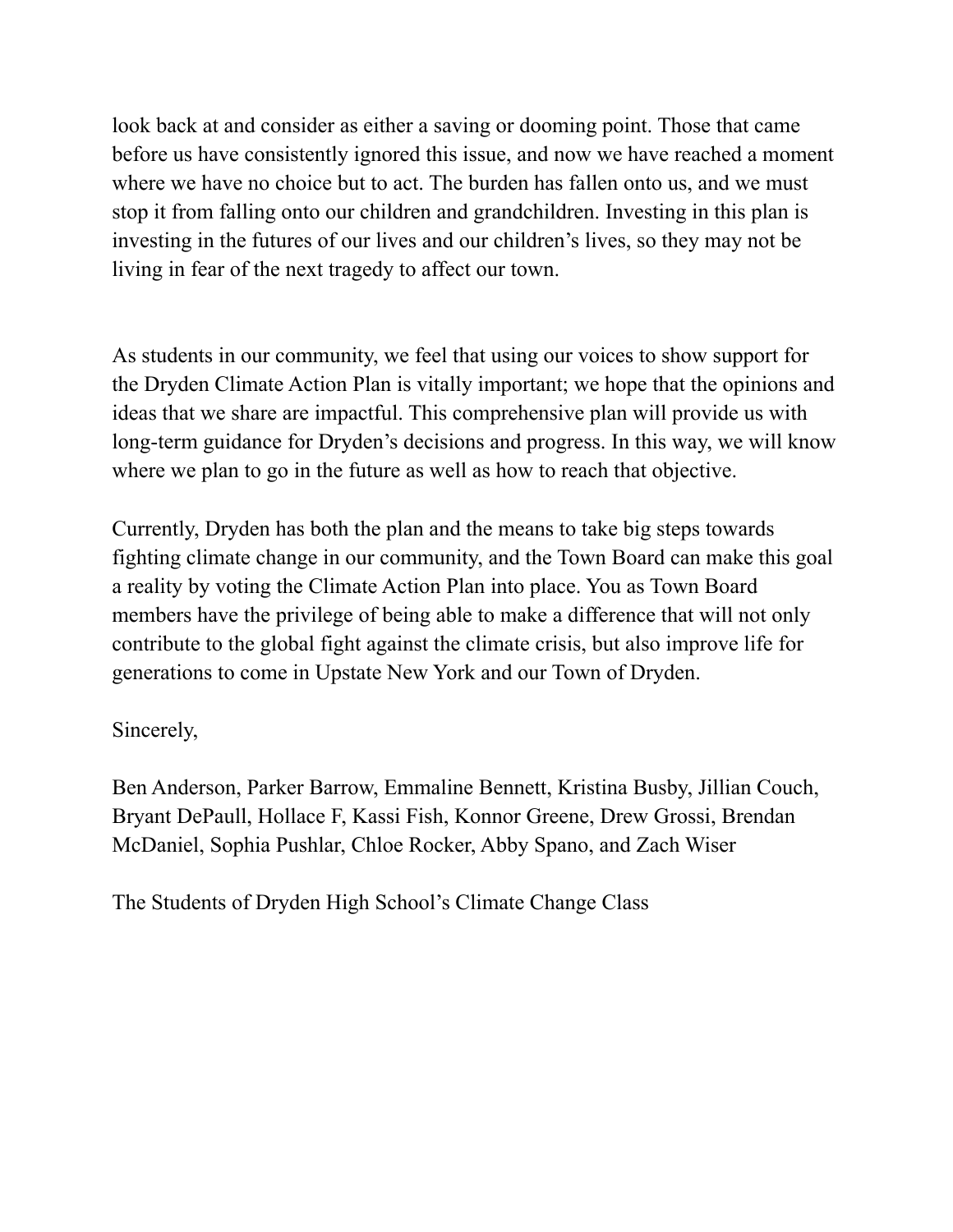look back at and consider as either a saving or dooming point. Those that came before us have consistently ignored this issue, and now we have reached a moment where we have no choice but to act. The burden has fallen onto us, and we must stop it from falling onto our children and grandchildren. Investing in this plan is investing in the futures of our lives and our children's lives, so they may not be living in fear of the next tragedy to affect our town.

As students in our community, we feel that using our voices to show support for the Dryden Climate Action Plan is vitally important; we hope that the opinions and ideas that we share are impactful. This comprehensive plan will provide us with long-term guidance for Dryden's decisions and progress. In this way, we will know where we plan to go in the future as well as how to reach that objective.

Currently, Dryden has both the plan and the means to take big steps towards fighting climate change in our community, and the Town Board can make this goal a reality by voting the Climate Action Plan into place. You as Town Board members have the privilege of being able to make a difference that will not only contribute to the global fight against the climate crisis, but also improve life for generations to come in Upstate New York and our Town of Dryden.

Sincerely,

Ben Anderson, Parker Barrow, Emmaline Bennett, Kristina Busby, Jillian Couch, Bryant DePaull, Hollace F, Kassi Fish, Konnor Greene, Drew Grossi, Brendan McDaniel, Sophia Pushlar, Chloe Rocker, Abby Spano, and Zach Wiser

The Students of Dryden High School's Climate Change Class